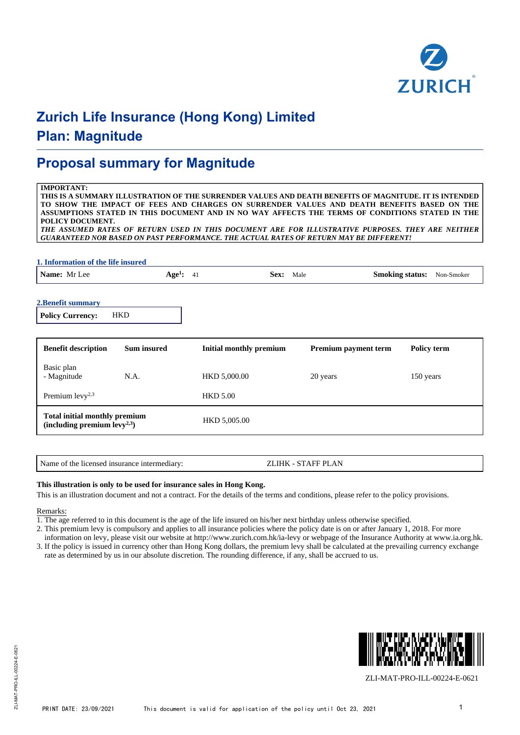# Zurich Life Insurance (Hong Kong) Limited
# Plan: Magnitude

## Proposal summary for Magnitude

**IMPORTANT:**
**THIS IS A SUMMARY ILLUSTRATION OF THE SURRENDER VALUES AND DEATH BENEFITS OF MAGNITUDE. IT IS INTENDED TO SHOW THE IMPACT OF FEES AND CHARGES ON SURRENDER VALUES AND DEATH BENEFITS BASED ON THE ASSUMPTIONS STATED IN THIS DOCUMENT AND IN NO WAY AFFECTS THE TERMS OF CONDITIONS STATED IN THE POLICY DOCUMENT.**
***THE ASSUMED RATES OF RETURN USED IN THIS DOCUMENT ARE FOR ILLUSTRATIVE PURPOSES. THEY ARE NEITHER GUARANTEED NOR BASED ON PAST PERFORMANCE. THE ACTUAL RATES OF RETURN MAY BE DIFFERENT!***

### 1. Information of the life insured

| **Name:** Mr Lee | **Age[1]:** 41 | **Sex:** Male | **Smoking status:** Non-Smoker |
|---|---|---|---|

### 2.Benefit summary

**Policy Currency:** HKD

| Benefit description | Sum insured | Initial monthly premium | Premium payment term | Policy term |
|---|---|---|---|---|
| Basic plan<br>- Magnitude | N.A. | HKD 5,000.00 | 20 years | 150 years |
| Premium levy[2,3] | | HKD 5.00 | | |
| **Total initial monthly premium (including premium levy[2,3])** | | HKD 5,005.00 | | |

| Name of the licensed insurance intermediary: | ZLIHK - STAFF PLAN |
|---|---|

**This illustration is only to be used for insurance sales in Hong Kong.**
This is an illustration document and not a contract. For the details of the terms and conditions, please refer to the policy provisions.

Remarks:
1. The age referred to in this document is the age of the life insured on his/her next birthday unless otherwise specified.
2. This premium levy is compulsory and applies to all insurance policies where the policy date is on or after January 1, 2018. For more information on levy, please visit our website at http://www.zurich.com.hk/ia-levy or webpage of the Insurance Authority at www.ia.org.hk.
3. If the policy is issued in currency other than Hong Kong dollars, the premium levy shall be calculated at the prevailing currency exchange rate as determined by us in our absolute discretion. The rounding difference, if any, shall be accrued to us.

ZLI-MAT-PRO-ILL-00224-E-0621

PRINT DATE: 23/09/2021 This document is valid for application of the policy until Oct 23, 2021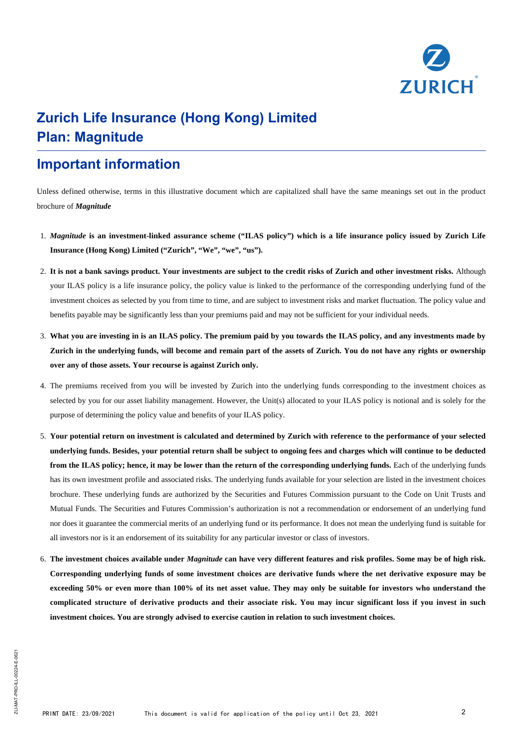# Zurich Life Insurance (Hong Kong) Limited
# Plan: Magnitude

## Important information

Unless defined otherwise, terms in this illustrative document which are capitalized shall have the same meanings set out in the product brochure of ***Magnitude***

1. ***Magnitude*** **is an investment-linked assurance scheme ("ILAS policy") which is a life insurance policy issued by Zurich Life Insurance (Hong Kong) Limited ("Zurich", "We", "we", "us").**

2. **It is not a bank savings product. Your investments are subject to the credit risks of Zurich and other investment risks.** Although your ILAS policy is a life insurance policy, the policy value is linked to the performance of the corresponding underlying fund of the investment choices as selected by you from time to time, and are subject to investment risks and market fluctuation. The policy value and benefits payable may be significantly less than your premiums paid and may not be sufficient for your individual needs.

3. **What you are investing in is an ILAS policy. The premium paid by you towards the ILAS policy, and any investments made by Zurich in the underlying funds, will become and remain part of the assets of Zurich. You do not have any rights or ownership over any of those assets. Your recourse is against Zurich only.**

4. The premiums received from you will be invested by Zurich into the underlying funds corresponding to the investment choices as selected by you for our asset liability management. However, the Unit(s) allocated to your ILAS policy is notional and is solely for the purpose of determining the policy value and benefits of your ILAS policy.

5. **Your potential return on investment is calculated and determined by Zurich with reference to the performance of your selected underlying funds. Besides, your potential return shall be subject to ongoing fees and charges which will continue to be deducted from the ILAS policy; hence, it may be lower than the return of the corresponding underlying funds.** Each of the underlying funds has its own investment profile and associated risks. The underlying funds available for your selection are listed in the investment choices brochure. These underlying funds are authorized by the Securities and Futures Commission pursuant to the Code on Unit Trusts and Mutual Funds. The Securities and Futures Commission's authorization is not a recommendation or endorsement of an underlying fund nor does it guarantee the commercial merits of an underlying fund or its performance. It does not mean the underlying fund is suitable for all investors nor is it an endorsement of its suitability for any particular investor or class of investors.

6. **The investment choices available under *Magnitude* can have very different features and risk profiles. Some may be of high risk. Corresponding underlying funds of some investment choices are derivative funds where the net derivative exposure may be exceeding 50% or even more than 100% of its net asset value. They may only be suitable for investors who understand the complicated structure of derivative products and their associate risk. You may incur significant loss if you invest in such investment choices. You are strongly advised to exercise caution in relation to such investment choices.**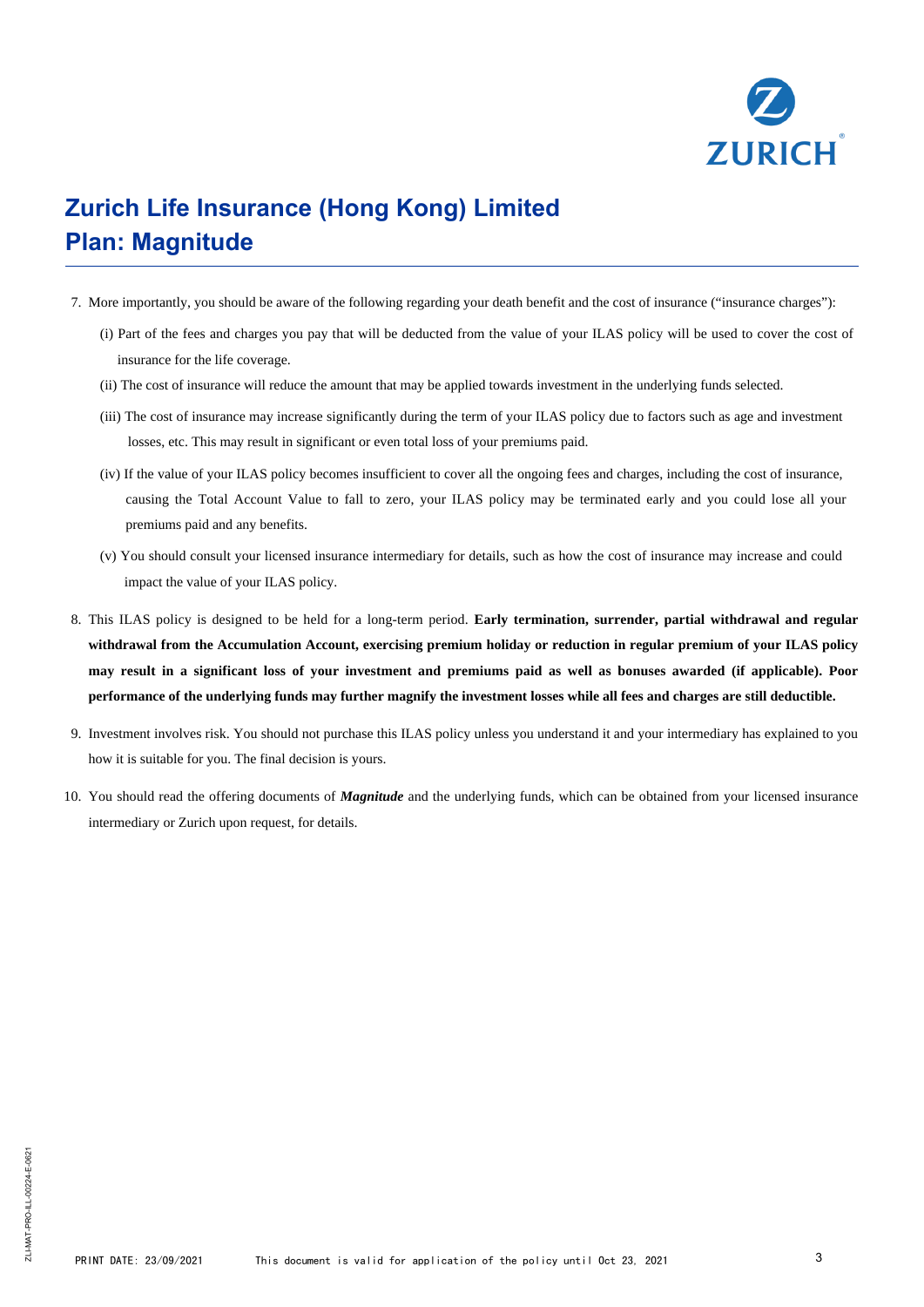# Zurich Life Insurance (Hong Kong) Limited
# Plan: Magnitude

7. More importantly, you should be aware of the following regarding your death benefit and the cost of insurance ("insurance charges"):
   (i) Part of the fees and charges you pay that will be deducted from the value of your ILAS policy will be used to cover the cost of insurance for the life coverage.
   (ii) The cost of insurance will reduce the amount that may be applied towards investment in the underlying funds selected.
   (iii) The cost of insurance may increase significantly during the term of your ILAS policy due to factors such as age and investment losses, etc. This may result in significant or even total loss of your premiums paid.
   (iv) If the value of your ILAS policy becomes insufficient to cover all the ongoing fees and charges, including the cost of insurance, causing the Total Account Value to fall to zero, your ILAS policy may be terminated early and you could lose all your premiums paid and any benefits.
   (v) You should consult your licensed insurance intermediary for details, such as how the cost of insurance may increase and could impact the value of your ILAS policy.
8. This ILAS policy is designed to be held for a long-term period. **Early termination, surrender, partial withdrawal and regular withdrawal from the Accumulation Account, exercising premium holiday or reduction in regular premium of your ILAS policy may result in a significant loss of your investment and premiums paid as well as bonuses awarded (if applicable). Poor performance of the underlying funds may further magnify the investment losses while all fees and charges are still deductible.**
9. Investment involves risk. You should not purchase this ILAS policy unless you understand it and your intermediary has explained to you how it is suitable for you. The final decision is yours.
10. You should read the offering documents of ***Magnitude*** and the underlying funds, which can be obtained from your licensed insurance intermediary or Zurich upon request, for details.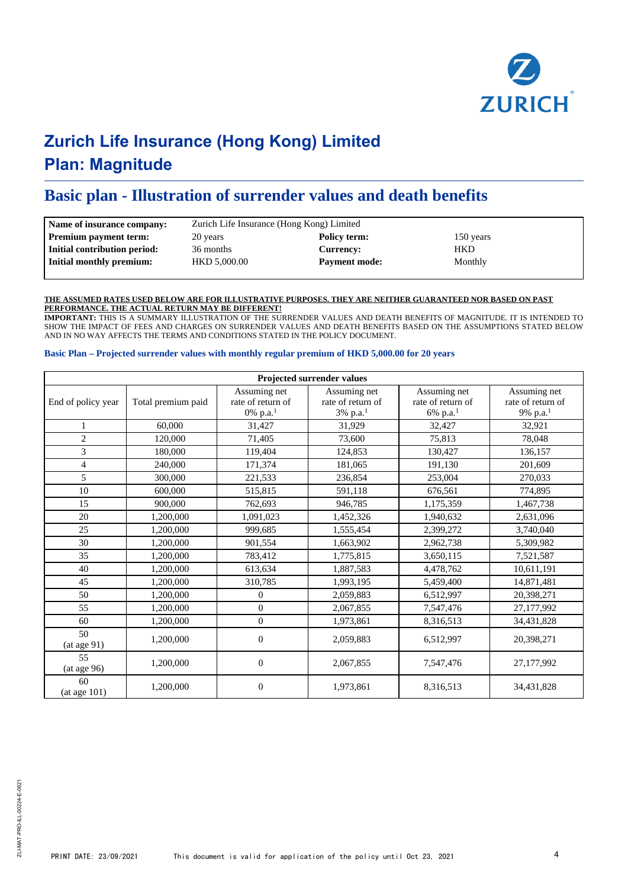# Zurich Life Insurance (Hong Kong) Limited

# Plan: Magnitude

## Basic plan - Illustration of surrender values and death benefits

| | | | |
|---|---|---|---|
| **Name of insurance company:** | Zurich Life Insurance (Hong Kong) Limited | | |
| **Premium payment term:** | 20 years | **Policy term:** | 150 years |
| **Initial contribution period:** | 36 months | **Currency:** | HKD |
| **Initial monthly premium:** | HKD 5,000.00 | **Payment mode:** | Monthly |

**THE ASSUMED RATES USED BELOW ARE FOR ILLUSTRATIVE PURPOSES. THEY ARE NEITHER GUARANTEED NOR BASED ON PAST PERFORMANCE. THE ACTUAL RETURN MAY BE DIFFERENT!**

**IMPORTANT:** THIS IS A SUMMARY ILLUSTRATION OF THE SURRENDER VALUES AND DEATH BENEFITS OF MAGNITUDE. IT IS INTENDED TO SHOW THE IMPACT OF FEES AND CHARGES ON SURRENDER VALUES AND DEATH BENEFITS BASED ON THE ASSUMPTIONS STATED BELOW AND IN NO WAY AFFECTS THE TERMS AND CONDITIONS STATED IN THE POLICY DOCUMENT.

### Basic Plan – Projected surrender values with monthly regular premium of HKD 5,000.00 for 20 years

| Projected surrender values | | | | | |
|---|---|---|---|---|---|
| End of policy year | Total premium paid | Assuming net rate of return of 0% p.a.[1] | Assuming net rate of return of 3% p.a.[1] | Assuming net rate of return of 6% p.a.[1] | Assuming net rate of return of 9% p.a.[1] |
| 1 | 60,000 | 31,427 | 31,929 | 32,427 | 32,921 |
| 2 | 120,000 | 71,405 | 73,600 | 75,813 | 78,048 |
| 3 | 180,000 | 119,404 | 124,853 | 130,427 | 136,157 |
| 4 | 240,000 | 171,374 | 181,065 | 191,130 | 201,609 |
| 5 | 300,000 | 221,533 | 236,854 | 253,004 | 270,033 |
| 10 | 600,000 | 515,815 | 591,118 | 676,561 | 774,895 |
| 15 | 900,000 | 762,693 | 946,785 | 1,175,359 | 1,467,738 |
| 20 | 1,200,000 | 1,091,023 | 1,452,326 | 1,940,632 | 2,631,096 |
| 25 | 1,200,000 | 999,685 | 1,555,454 | 2,399,272 | 3,740,040 |
| 30 | 1,200,000 | 901,554 | 1,663,902 | 2,962,738 | 5,309,982 |
| 35 | 1,200,000 | 783,412 | 1,775,815 | 3,650,115 | 7,521,587 |
| 40 | 1,200,000 | 613,634 | 1,887,583 | 4,478,762 | 10,611,191 |
| 45 | 1,200,000 | 310,785 | 1,993,195 | 5,459,400 | 14,871,481 |
| 50 | 1,200,000 | 0 | 2,059,883 | 6,512,997 | 20,398,271 |
| 55 | 1,200,000 | 0 | 2,067,855 | 7,547,476 | 27,177,992 |
| 60 | 1,200,000 | 0 | 1,973,861 | 8,316,513 | 34,431,828 |
| 50 (at age 91) | 1,200,000 | 0 | 2,059,883 | 6,512,997 | 20,398,271 |
| 55 (at age 96) | 1,200,000 | 0 | 2,067,855 | 7,547,476 | 27,177,992 |
| 60 (at age 101) | 1,200,000 | 0 | 1,973,861 | 8,316,513 | 34,431,828 |

PRINT DATE: 23/09/2021 This document is valid for application of the policy until Oct 23, 2021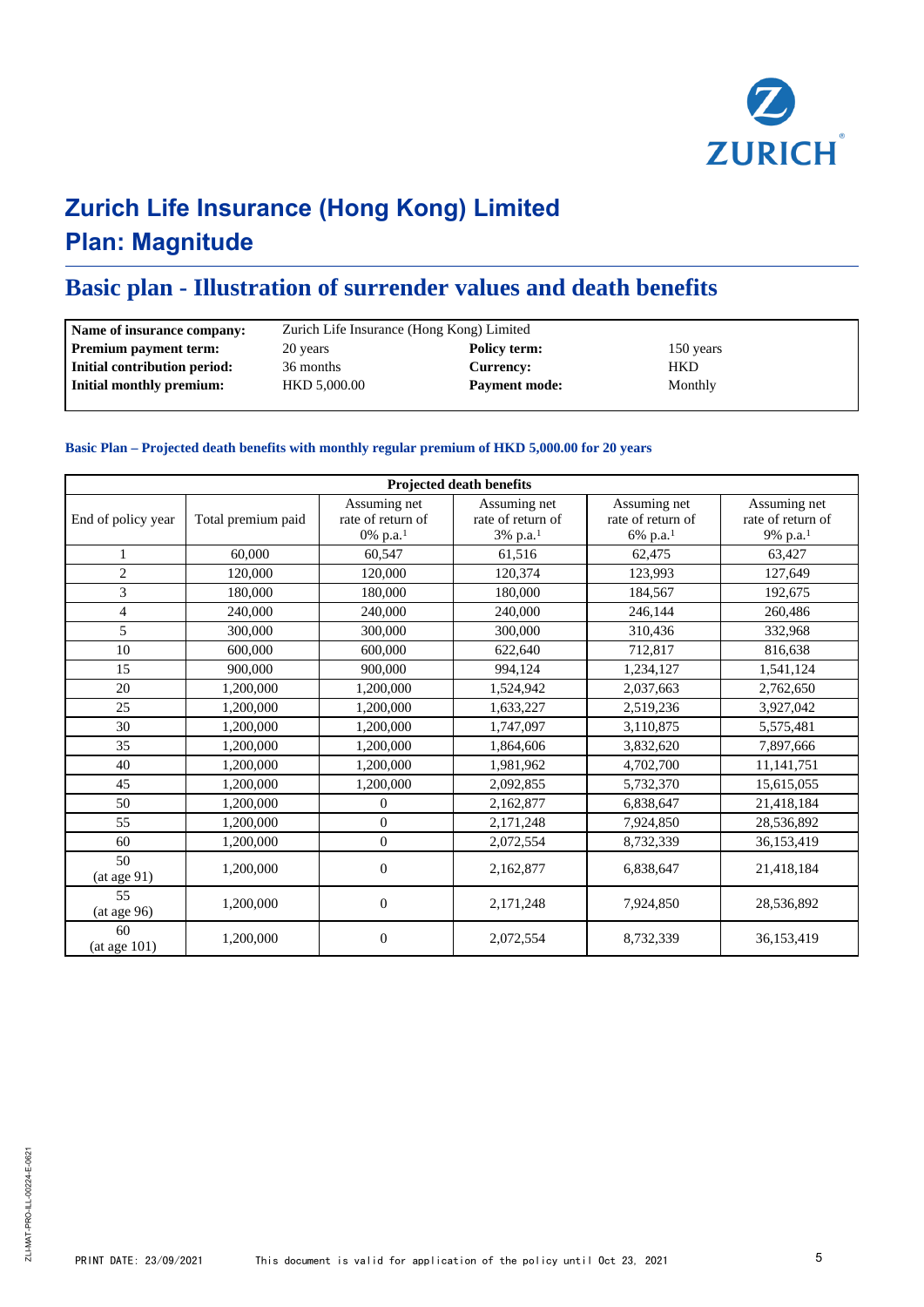# Zurich Life Insurance (Hong Kong) Limited
# Plan: Magnitude

## Basic plan - Illustration of surrender values and death benefits

| | | | |
|---|---|---|---|
| **Name of insurance company:** | Zurich Life Insurance (Hong Kong) Limited | | |
| **Premium payment term:** | 20 years | **Policy term:** | 150 years |
| **Initial contribution period:** | 36 months | **Currency:** | HKD |
| **Initial monthly premium:** | HKD 5,000.00 | **Payment mode:** | Monthly |

### Basic Plan – Projected death benefits with monthly regular premium of HKD 5,000.00 for 20 years

| Projected death benefits | | | | | |
|---|---|---|---|---|---|
| End of policy year | Total premium paid | Assuming net rate of return of 0% p.a.[1] | Assuming net rate of return of 3% p.a.[1] | Assuming net rate of return of 6% p.a.[1] | Assuming net rate of return of 9% p.a.[1] |
| 1 | 60,000 | 60,547 | 61,516 | 62,475 | 63,427 |
| 2 | 120,000 | 120,000 | 120,374 | 123,993 | 127,649 |
| 3 | 180,000 | 180,000 | 180,000 | 184,567 | 192,675 |
| 4 | 240,000 | 240,000 | 240,000 | 246,144 | 260,486 |
| 5 | 300,000 | 300,000 | 300,000 | 310,436 | 332,968 |
| 10 | 600,000 | 600,000 | 622,640 | 712,817 | 816,638 |
| 15 | 900,000 | 900,000 | 994,124 | 1,234,127 | 1,541,124 |
| 20 | 1,200,000 | 1,200,000 | 1,524,942 | 2,037,663 | 2,762,650 |
| 25 | 1,200,000 | 1,200,000 | 1,633,227 | 2,519,236 | 3,927,042 |
| 30 | 1,200,000 | 1,200,000 | 1,747,097 | 3,110,875 | 5,575,481 |
| 35 | 1,200,000 | 1,200,000 | 1,864,606 | 3,832,620 | 7,897,666 |
| 40 | 1,200,000 | 1,200,000 | 1,981,962 | 4,702,700 | 11,141,751 |
| 45 | 1,200,000 | 1,200,000 | 2,092,855 | 5,732,370 | 15,615,055 |
| 50 | 1,200,000 | 0 | 2,162,877 | 6,838,647 | 21,418,184 |
| 55 | 1,200,000 | 0 | 2,171,248 | 7,924,850 | 28,536,892 |
| 60 | 1,200,000 | 0 | 2,072,554 | 8,732,339 | 36,153,419 |
| 50 (at age 91) | 1,200,000 | 0 | 2,162,877 | 6,838,647 | 21,418,184 |
| 55 (at age 96) | 1,200,000 | 0 | 2,171,248 | 7,924,850 | 28,536,892 |
| 60 (at age 101) | 1,200,000 | 0 | 2,072,554 | 8,732,339 | 36,153,419 |

PRINT DATE: 23/09/2021 This document is valid for application of the policy until Oct 23, 2021

ZLI-MAT-PRO-ILL-00224-E-0621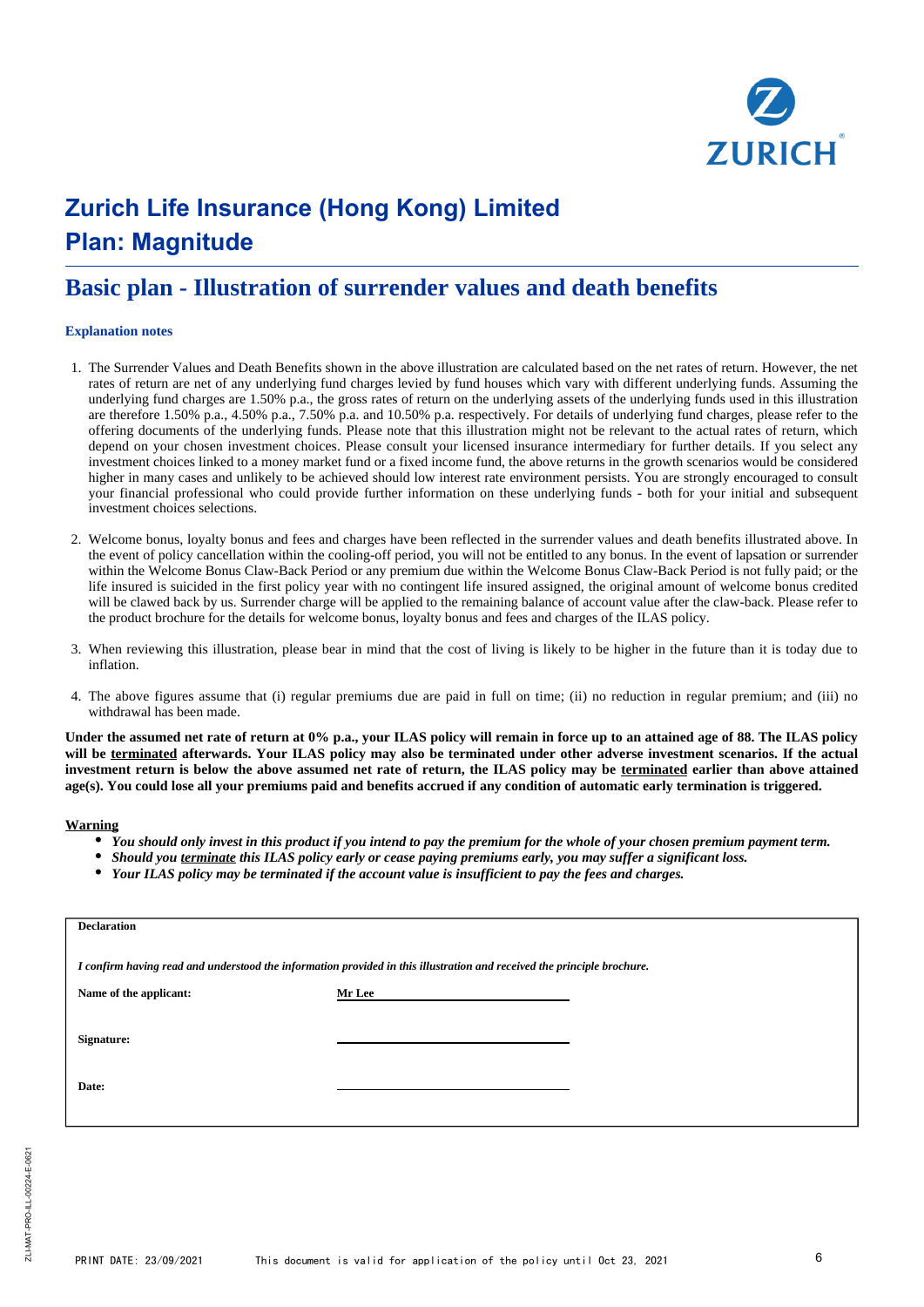# Zurich Life Insurance (Hong Kong) Limited
# Plan: Magnitude

## Basic plan - Illustration of surrender values and death benefits

### Explanation notes

1. The Surrender Values and Death Benefits shown in the above illustration are calculated based on the net rates of return. However, the net rates of return are net of any underlying fund charges levied by fund houses which vary with different underlying funds. Assuming the underlying fund charges are 1.50% p.a., the gross rates of return on the underlying assets of the underlying funds used in this illustration are therefore 1.50% p.a., 4.50% p.a., 7.50% p.a. and 10.50% p.a. respectively. For details of underlying fund charges, please refer to the offering documents of the underlying funds. Please note that this illustration might not be relevant to the actual rates of return, which depend on your chosen investment choices. Please consult your licensed insurance intermediary for further details. If you select any investment choices linked to a money market fund or a fixed income fund, the above returns in the growth scenarios would be considered higher in many cases and unlikely to be achieved should low interest rate environment persists. You are strongly encouraged to consult your financial professional who could provide further information on these underlying funds - both for your initial and subsequent investment choices selections.

2. Welcome bonus, loyalty bonus and fees and charges have been reflected in the surrender values and death benefits illustrated above. In the event of policy cancellation within the cooling-off period, you will not be entitled to any bonus. In the event of lapsation or surrender within the Welcome Bonus Claw-Back Period or any premium due within the Welcome Bonus Claw-Back Period is not fully paid; or the life insured is suicided in the first policy year with no contingent life insured assigned, the original amount of welcome bonus credited will be clawed back by us. Surrender charge will be applied to the remaining balance of account value after the claw-back. Please refer to the product brochure for the details for welcome bonus, loyalty bonus and fees and charges of the ILAS policy.

3. When reviewing this illustration, please bear in mind that the cost of living is likely to be higher in the future than it is today due to inflation.

4. The above figures assume that (i) regular premiums due are paid in full on time; (ii) no reduction in regular premium; and (iii) no withdrawal has been made.

**Under the assumed net rate of return at 0% p.a., your ILAS policy will remain in force up to an attained age of 88. The ILAS policy will be <u>terminated</u> afterwards. Your ILAS policy may also be terminated under other adverse investment scenarios. If the actual investment return is below the above assumed net rate of return, the ILAS policy may be <u>terminated</u> earlier than above attained age(s). You could lose all your premiums paid and benefits accrued if any condition of automatic early termination is triggered.**

**<u>Warning</u>**

- ***You should only invest in this product if you intend to pay the premium for the whole of your chosen premium payment term.***
- ***Should you <u>terminate</u> this ILAS policy early or cease paying premiums early, you may suffer a significant loss.***
- ***Your ILAS policy may be terminated if the account value is insufficient to pay the fees and charges.***

| **Declaration** | |
|---|---|
| *I confirm having read and understood the information provided in this illustration and received the principle brochure.* | |
| **Name of the applicant:** | **Mr Lee** |
| **Signature:** | |
| **Date:** | |

ZLI-MAT-PRO-ILL-00224-E-0621

PRINT DATE: 23/09/2021 This document is valid for application of the policy until Oct 23, 2021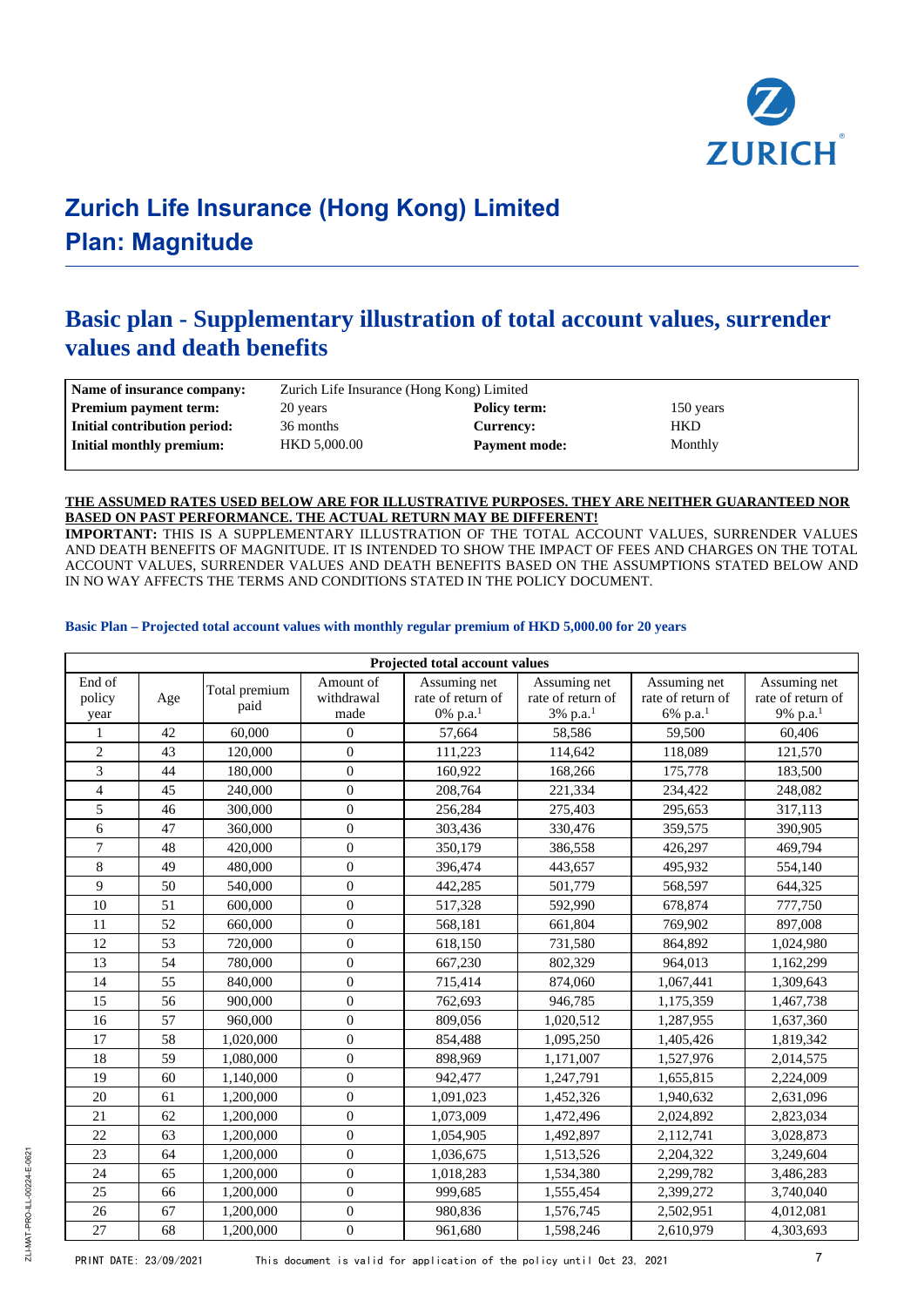# Zurich Life Insurance (Hong Kong) Limited
# Plan: Magnitude

## Basic plan - Supplementary illustration of total account values, surrender values and death benefits

| Name of insurance company: | Zurich Life Insurance (Hong Kong) Limited | | |
|---|---|---|---|
| Premium payment term: | 20 years | Policy term: | 150 years |
| Initial contribution period: | 36 months | Currency: | HKD |
| Initial monthly premium: | HKD 5,000.00 | Payment mode: | Monthly |

**THE ASSUMED RATES USED BELOW ARE FOR ILLUSTRATIVE PURPOSES. THEY ARE NEITHER GUARANTEED NOR BASED ON PAST PERFORMANCE. THE ACTUAL RETURN MAY BE DIFFERENT!**

**IMPORTANT:** THIS IS A SUPPLEMENTARY ILLUSTRATION OF THE TOTAL ACCOUNT VALUES, SURRENDER VALUES AND DEATH BENEFITS OF MAGNITUDE. IT IS INTENDED TO SHOW THE IMPACT OF FEES AND CHARGES ON THE TOTAL ACCOUNT VALUES, SURRENDER VALUES AND DEATH BENEFITS BASED ON THE ASSUMPTIONS STATED BELOW AND IN NO WAY AFFECTS THE TERMS AND CONDITIONS STATED IN THE POLICY DOCUMENT.

### Basic Plan – Projected total account values with monthly regular premium of HKD 5,000.00 for 20 years

| Projected total account values | | | | | | | |
|---|---|---|---|---|---|---|---|
| End of policy year | Age | Total premium paid | Amount of withdrawal made | Assuming net rate of return of 0% p.a.[1] | Assuming net rate of return of 3% p.a.[1] | Assuming net rate of return of 6% p.a.[1] | Assuming net rate of return of 9% p.a.[1] |
| 1 | 42 | 60,000 | 0 | 57,664 | 58,586 | 59,500 | 60,406 |
| 2 | 43 | 120,000 | 0 | 111,223 | 114,642 | 118,089 | 121,570 |
| 3 | 44 | 180,000 | 0 | 160,922 | 168,266 | 175,778 | 183,500 |
| 4 | 45 | 240,000 | 0 | 208,764 | 221,334 | 234,422 | 248,082 |
| 5 | 46 | 300,000 | 0 | 256,284 | 275,403 | 295,653 | 317,113 |
| 6 | 47 | 360,000 | 0 | 303,436 | 330,476 | 359,575 | 390,905 |
| 7 | 48 | 420,000 | 0 | 350,179 | 386,558 | 426,297 | 469,794 |
| 8 | 49 | 480,000 | 0 | 396,474 | 443,657 | 495,932 | 554,140 |
| 9 | 50 | 540,000 | 0 | 442,285 | 501,779 | 568,597 | 644,325 |
| 10 | 51 | 600,000 | 0 | 517,328 | 592,990 | 678,874 | 777,750 |
| 11 | 52 | 660,000 | 0 | 568,181 | 661,804 | 769,902 | 897,008 |
| 12 | 53 | 720,000 | 0 | 618,150 | 731,580 | 864,892 | 1,024,980 |
| 13 | 54 | 780,000 | 0 | 667,230 | 802,329 | 964,013 | 1,162,299 |
| 14 | 55 | 840,000 | 0 | 715,414 | 874,060 | 1,067,441 | 1,309,643 |
| 15 | 56 | 900,000 | 0 | 762,693 | 946,785 | 1,175,359 | 1,467,738 |
| 16 | 57 | 960,000 | 0 | 809,056 | 1,020,512 | 1,287,955 | 1,637,360 |
| 17 | 58 | 1,020,000 | 0 | 854,488 | 1,095,250 | 1,405,426 | 1,819,342 |
| 18 | 59 | 1,080,000 | 0 | 898,969 | 1,171,007 | 1,527,976 | 2,014,575 |
| 19 | 60 | 1,140,000 | 0 | 942,477 | 1,247,791 | 1,655,815 | 2,224,009 |
| 20 | 61 | 1,200,000 | 0 | 1,091,023 | 1,452,326 | 1,940,632 | 2,631,096 |
| 21 | 62 | 1,200,000 | 0 | 1,073,009 | 1,472,496 | 2,024,892 | 2,823,034 |
| 22 | 63 | 1,200,000 | 0 | 1,054,905 | 1,492,897 | 2,112,741 | 3,028,873 |
| 23 | 64 | 1,200,000 | 0 | 1,036,675 | 1,513,526 | 2,204,322 | 3,249,604 |
| 24 | 65 | 1,200,000 | 0 | 1,018,283 | 1,534,380 | 2,299,782 | 3,486,283 |
| 25 | 66 | 1,200,000 | 0 | 999,685 | 1,555,454 | 2,399,272 | 3,740,040 |
| 26 | 67 | 1,200,000 | 0 | 980,836 | 1,576,745 | 2,502,951 | 4,012,081 |
| 27 | 68 | 1,200,000 | 0 | 961,680 | 1,598,246 | 2,610,979 | 4,303,693 |

PRINT DATE: 23/09/2021 This document is valid for application of the policy until Oct 23, 2021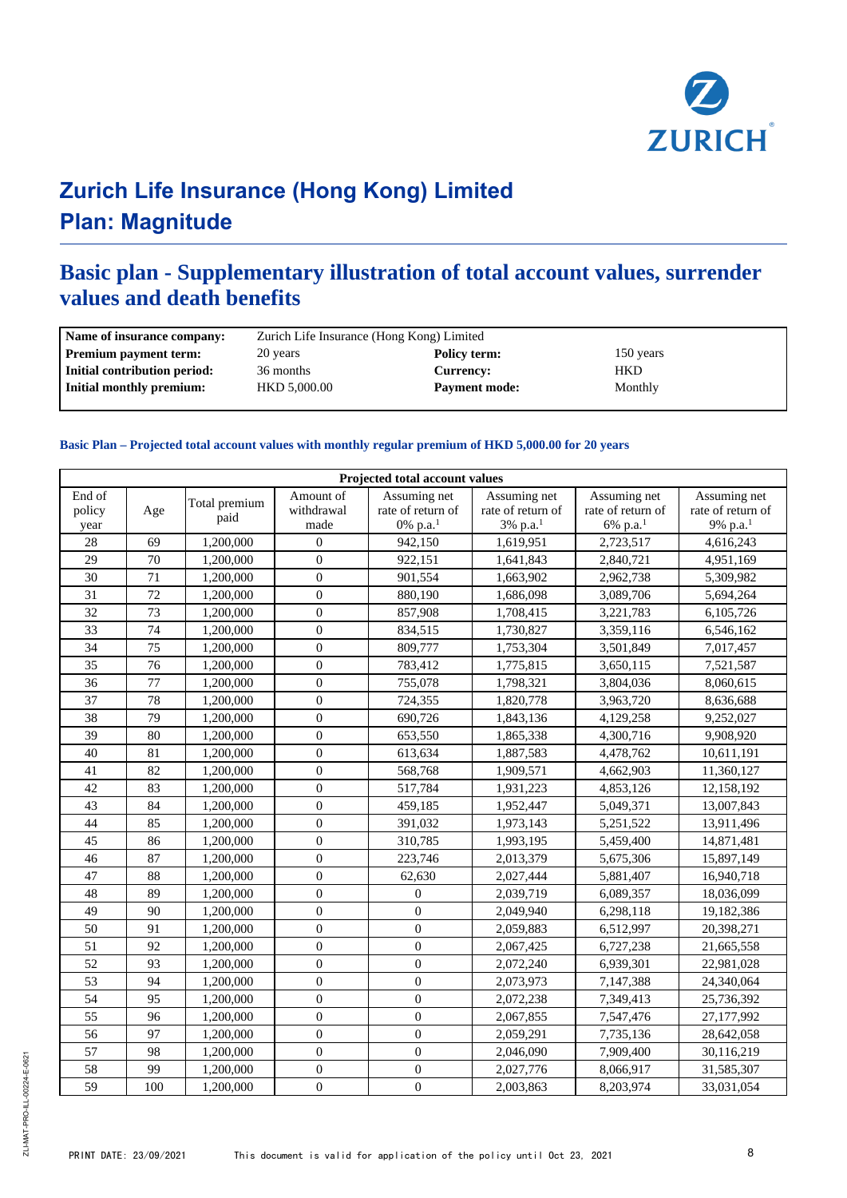# Zurich Life Insurance (Hong Kong) Limited
# Plan: Magnitude

## Basic plan - Supplementary illustration of total account values, surrender values and death benefits

| | | | |
|---|---|---|---|
| **Name of insurance company:** | Zurich Life Insurance (Hong Kong) Limited | | |
| **Premium payment term:** | 20 years | **Policy term:** | 150 years |
| **Initial contribution period:** | 36 months | **Currency:** | HKD |
| **Initial monthly premium:** | HKD 5,000.00 | **Payment mode:** | Monthly |

**Basic Plan – Projected total account values with monthly regular premium of HKD 5,000.00 for 20 years**

| Projected total account values | | | | | | | |
|---|---|---|---|---|---|---|---|
| End of policy year | Age | Total premium paid | Amount of withdrawal made | Assuming net rate of return of 0% p.a.[1] | Assuming net rate of return of 3% p.a.[1] | Assuming net rate of return of 6% p.a.[1] | Assuming net rate of return of 9% p.a.[1] |
| 28 | 69 | 1,200,000 | 0 | 942,150 | 1,619,951 | 2,723,517 | 4,616,243 |
| 29 | 70 | 1,200,000 | 0 | 922,151 | 1,641,843 | 2,840,721 | 4,951,169 |
| 30 | 71 | 1,200,000 | 0 | 901,554 | 1,663,902 | 2,962,738 | 5,309,982 |
| 31 | 72 | 1,200,000 | 0 | 880,190 | 1,686,098 | 3,089,706 | 5,694,264 |
| 32 | 73 | 1,200,000 | 0 | 857,908 | 1,708,415 | 3,221,783 | 6,105,726 |
| 33 | 74 | 1,200,000 | 0 | 834,515 | 1,730,827 | 3,359,116 | 6,546,162 |
| 34 | 75 | 1,200,000 | 0 | 809,777 | 1,753,304 | 3,501,849 | 7,017,457 |
| 35 | 76 | 1,200,000 | 0 | 783,412 | 1,775,815 | 3,650,115 | 7,521,587 |
| 36 | 77 | 1,200,000 | 0 | 755,078 | 1,798,321 | 3,804,036 | 8,060,615 |
| 37 | 78 | 1,200,000 | 0 | 724,355 | 1,820,778 | 3,963,720 | 8,636,688 |
| 38 | 79 | 1,200,000 | 0 | 690,726 | 1,843,136 | 4,129,258 | 9,252,027 |
| 39 | 80 | 1,200,000 | 0 | 653,550 | 1,865,338 | 4,300,716 | 9,908,920 |
| 40 | 81 | 1,200,000 | 0 | 613,634 | 1,887,583 | 4,478,762 | 10,611,191 |
| 41 | 82 | 1,200,000 | 0 | 568,768 | 1,909,571 | 4,662,903 | 11,360,127 |
| 42 | 83 | 1,200,000 | 0 | 517,784 | 1,931,223 | 4,853,126 | 12,158,192 |
| 43 | 84 | 1,200,000 | 0 | 459,185 | 1,952,447 | 5,049,371 | 13,007,843 |
| 44 | 85 | 1,200,000 | 0 | 391,032 | 1,973,143 | 5,251,522 | 13,911,496 |
| 45 | 86 | 1,200,000 | 0 | 310,785 | 1,993,195 | 5,459,400 | 14,871,481 |
| 46 | 87 | 1,200,000 | 0 | 223,746 | 2,013,379 | 5,675,306 | 15,897,149 |
| 47 | 88 | 1,200,000 | 0 | 62,630 | 2,027,444 | 5,881,407 | 16,940,718 |
| 48 | 89 | 1,200,000 | 0 | 0 | 2,039,719 | 6,089,357 | 18,036,099 |
| 49 | 90 | 1,200,000 | 0 | 0 | 2,049,940 | 6,298,118 | 19,182,386 |
| 50 | 91 | 1,200,000 | 0 | 0 | 2,059,883 | 6,512,997 | 20,398,271 |
| 51 | 92 | 1,200,000 | 0 | 0 | 2,067,425 | 6,727,238 | 21,665,558 |
| 52 | 93 | 1,200,000 | 0 | 0 | 2,072,240 | 6,939,301 | 22,981,028 |
| 53 | 94 | 1,200,000 | 0 | 0 | 2,073,973 | 7,147,388 | 24,340,064 |
| 54 | 95 | 1,200,000 | 0 | 0 | 2,072,238 | 7,349,413 | 25,736,392 |
| 55 | 96 | 1,200,000 | 0 | 0 | 2,067,855 | 7,547,476 | 27,177,992 |
| 56 | 97 | 1,200,000 | 0 | 0 | 2,059,291 | 7,735,136 | 28,642,058 |
| 57 | 98 | 1,200,000 | 0 | 0 | 2,046,090 | 7,909,400 | 30,116,219 |
| 58 | 99 | 1,200,000 | 0 | 0 | 2,027,776 | 8,066,917 | 31,585,307 |
| 59 | 100 | 1,200,000 | 0 | 0 | 2,003,863 | 8,203,974 | 33,031,054 |

ZLI-MAT-PRO-ILL-00224-E-0621

PRINT DATE: 23/09/2021 This document is valid for application of the policy until Oct 23, 2021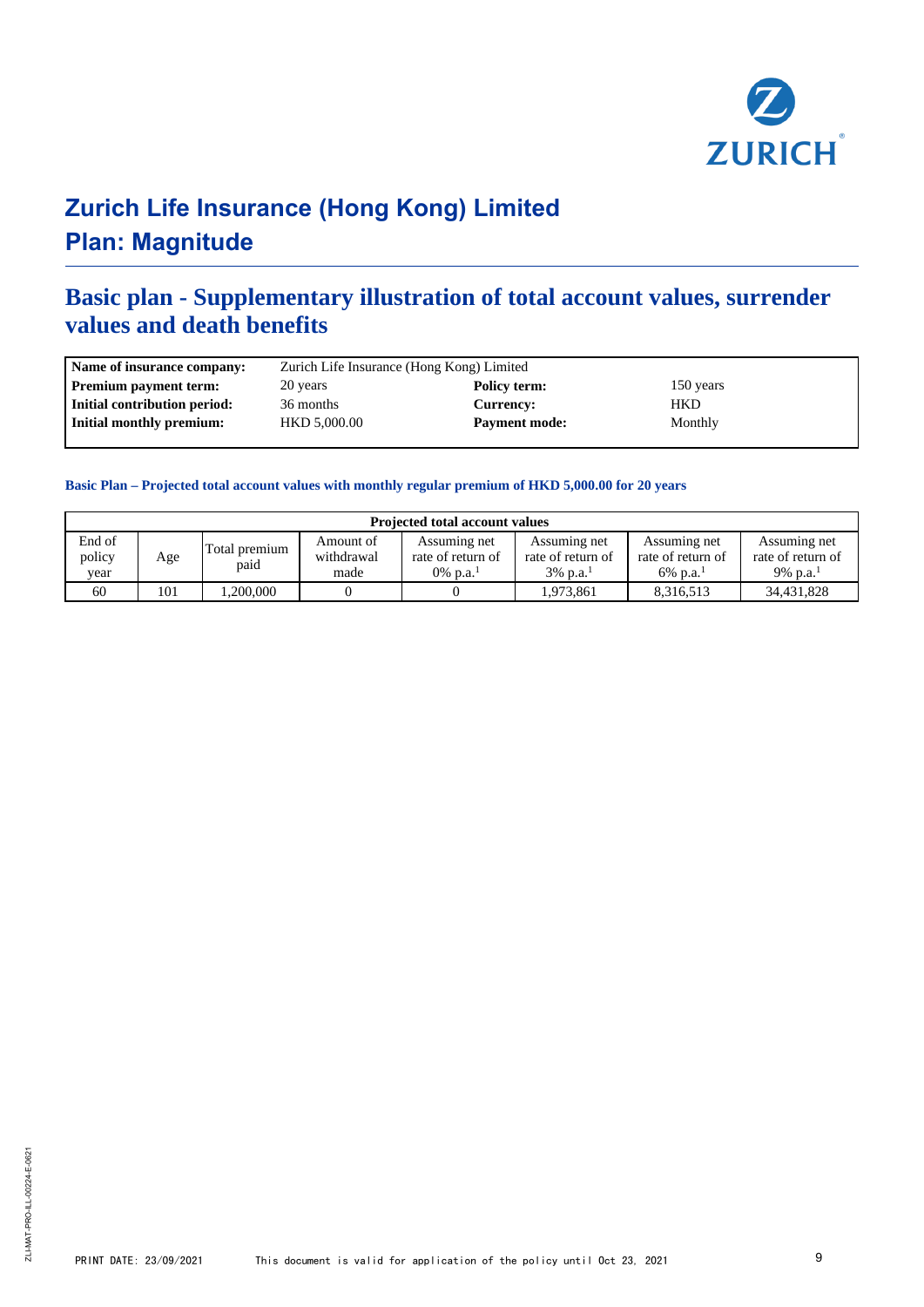# Zurich Life Insurance (Hong Kong) Limited
# Plan: Magnitude

## Basic plan - Supplementary illustration of total account values, surrender values and death benefits

| | | | |
|---|---|---|---|
| **Name of insurance company:** | Zurich Life Insurance (Hong Kong) Limited | | |
| **Premium payment term:** | 20 years | **Policy term:** | 150 years |
| **Initial contribution period:** | 36 months | **Currency:** | HKD |
| **Initial monthly premium:** | HKD 5,000.00 | **Payment mode:** | Monthly |

### Basic Plan – Projected total account values with monthly regular premium of HKD 5,000.00 for 20 years

| Projected total account values | | | | | | | |
|---|---|---|---|---|---|---|---|
| End of policy year | Age | Total premium paid | Amount of withdrawal made | Assuming net rate of return of 0% p.a.[1] | Assuming net rate of return of 3% p.a.[1] | Assuming net rate of return of 6% p.a.[1] | Assuming net rate of return of 9% p.a.[1] |
| 60 | 101 | 1,200,000 | 0 | 0 | 1,973,861 | 8,316,513 | 34,431,828 |

PRINT DATE: 23/09/2021 This document is valid for application of the policy until Oct 23, 2021

ZLI-MAT-PRO-ILL-00224-E-0621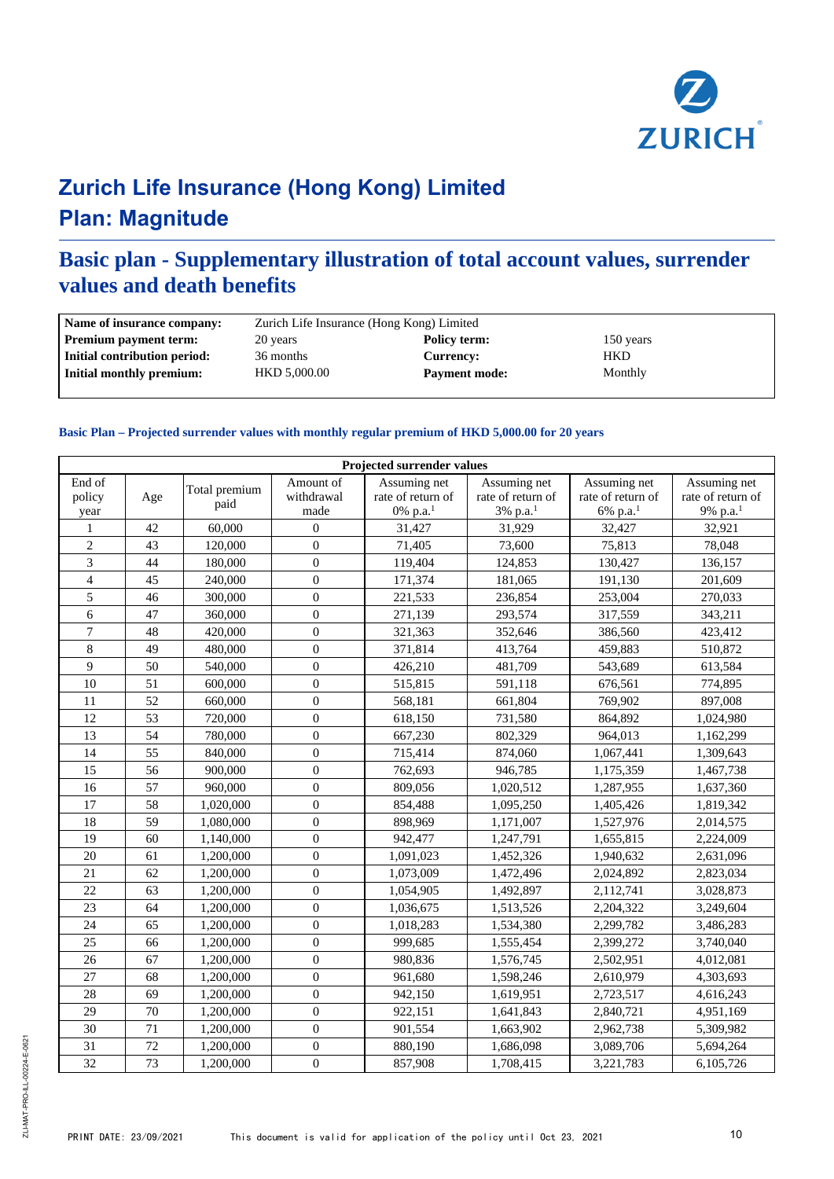# Zurich Life Insurance (Hong Kong) Limited
# Plan: Magnitude

## Basic plan - Supplementary illustration of total account values, surrender values and death benefits

| | | | |
|---|---|---|---|
| **Name of insurance company:** | Zurich Life Insurance (Hong Kong) Limited | | |
| **Premium payment term:** | 20 years | **Policy term:** | 150 years |
| **Initial contribution period:** | 36 months | **Currency:** | HKD |
| **Initial monthly premium:** | HKD 5,000.00 | **Payment mode:** | Monthly |

### Basic Plan – Projected surrender values with monthly regular premium of HKD 5,000.00 for 20 years

| Projected surrender values | | | | | | | |
|---|---|---|---|---|---|---|---|
| End of policy year | Age | Total premium paid | Amount of withdrawal made | Assuming net rate of return of 0% p.a.[1] | Assuming net rate of return of 3% p.a.[1] | Assuming net rate of return of 6% p.a.[1] | Assuming net rate of return of 9% p.a.[1] |
| 1 | 42 | 60,000 | 0 | 31,427 | 31,929 | 32,427 | 32,921 |
| 2 | 43 | 120,000 | 0 | 71,405 | 73,600 | 75,813 | 78,048 |
| 3 | 44 | 180,000 | 0 | 119,404 | 124,853 | 130,427 | 136,157 |
| 4 | 45 | 240,000 | 0 | 171,374 | 181,065 | 191,130 | 201,609 |
| 5 | 46 | 300,000 | 0 | 221,533 | 236,854 | 253,004 | 270,033 |
| 6 | 47 | 360,000 | 0 | 271,139 | 293,574 | 317,559 | 343,211 |
| 7 | 48 | 420,000 | 0 | 321,363 | 352,646 | 386,560 | 423,412 |
| 8 | 49 | 480,000 | 0 | 371,814 | 413,764 | 459,883 | 510,872 |
| 9 | 50 | 540,000 | 0 | 426,210 | 481,709 | 543,689 | 613,584 |
| 10 | 51 | 600,000 | 0 | 515,815 | 591,118 | 676,561 | 774,895 |
| 11 | 52 | 660,000 | 0 | 568,181 | 661,804 | 769,902 | 897,008 |
| 12 | 53 | 720,000 | 0 | 618,150 | 731,580 | 864,892 | 1,024,980 |
| 13 | 54 | 780,000 | 0 | 667,230 | 802,329 | 964,013 | 1,162,299 |
| 14 | 55 | 840,000 | 0 | 715,414 | 874,060 | 1,067,441 | 1,309,643 |
| 15 | 56 | 900,000 | 0 | 762,693 | 946,785 | 1,175,359 | 1,467,738 |
| 16 | 57 | 960,000 | 0 | 809,056 | 1,020,512 | 1,287,955 | 1,637,360 |
| 17 | 58 | 1,020,000 | 0 | 854,488 | 1,095,250 | 1,405,426 | 1,819,342 |
| 18 | 59 | 1,080,000 | 0 | 898,969 | 1,171,007 | 1,527,976 | 2,014,575 |
| 19 | 60 | 1,140,000 | 0 | 942,477 | 1,247,791 | 1,655,815 | 2,224,009 |
| 20 | 61 | 1,200,000 | 0 | 1,091,023 | 1,452,326 | 1,940,632 | 2,631,096 |
| 21 | 62 | 1,200,000 | 0 | 1,073,009 | 1,472,496 | 2,024,892 | 2,823,034 |
| 22 | 63 | 1,200,000 | 0 | 1,054,905 | 1,492,897 | 2,112,741 | 3,028,873 |
| 23 | 64 | 1,200,000 | 0 | 1,036,675 | 1,513,526 | 2,204,322 | 3,249,604 |
| 24 | 65 | 1,200,000 | 0 | 1,018,283 | 1,534,380 | 2,299,782 | 3,486,283 |
| 25 | 66 | 1,200,000 | 0 | 999,685 | 1,555,454 | 2,399,272 | 3,740,040 |
| 26 | 67 | 1,200,000 | 0 | 980,836 | 1,576,745 | 2,502,951 | 4,012,081 |
| 27 | 68 | 1,200,000 | 0 | 961,680 | 1,598,246 | 2,610,979 | 4,303,693 |
| 28 | 69 | 1,200,000 | 0 | 942,150 | 1,619,951 | 2,723,517 | 4,616,243 |
| 29 | 70 | 1,200,000 | 0 | 922,151 | 1,641,843 | 2,840,721 | 4,951,169 |
| 30 | 71 | 1,200,000 | 0 | 901,554 | 1,663,902 | 2,962,738 | 5,309,982 |
| 31 | 72 | 1,200,000 | 0 | 880,190 | 1,686,098 | 3,089,706 | 5,694,264 |
| 32 | 73 | 1,200,000 | 0 | 857,908 | 1,708,415 | 3,221,783 | 6,105,726 |

PRINT DATE: 23/09/2021 This document is valid for application of the policy until Oct 23, 2021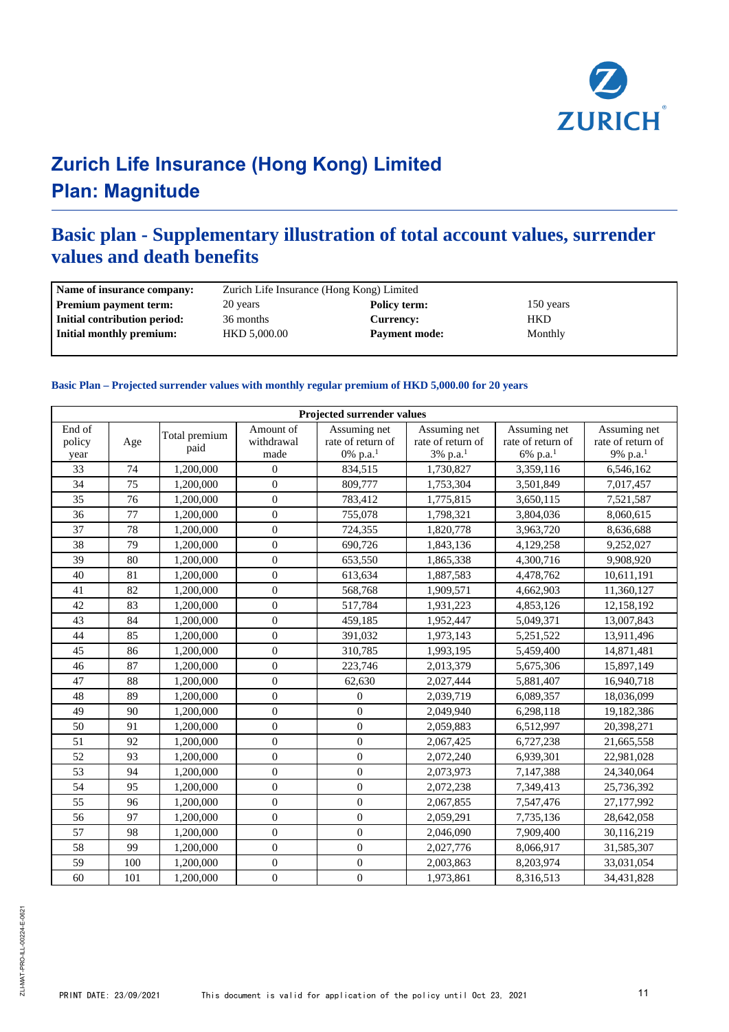# Zurich Life Insurance (Hong Kong) Limited
# Plan: Magnitude

## Basic plan - Supplementary illustration of total account values, surrender values and death benefits

| | | | |
|---|---|---|---|
| **Name of insurance company:** | Zurich Life Insurance (Hong Kong) Limited | | |
| **Premium payment term:** | 20 years | **Policy term:** | 150 years |
| **Initial contribution period:** | 36 months | **Currency:** | HKD |
| **Initial monthly premium:** | HKD 5,000.00 | **Payment mode:** | Monthly |

### Basic Plan – Projected surrender values with monthly regular premium of HKD 5,000.00 for 20 years

| Projected surrender values | | | | | | | |
|---|---|---|---|---|---|---|---|
| End of policy year | Age | Total premium paid | Amount of withdrawal made | Assuming net rate of return of 0% p.a.[1] | Assuming net rate of return of 3% p.a.[1] | Assuming net rate of return of 6% p.a.[1] | Assuming net rate of return of 9% p.a.[1] |
| 33 | 74 | 1,200,000 | 0 | 834,515 | 1,730,827 | 3,359,116 | 6,546,162 |
| 34 | 75 | 1,200,000 | 0 | 809,777 | 1,753,304 | 3,501,849 | 7,017,457 |
| 35 | 76 | 1,200,000 | 0 | 783,412 | 1,775,815 | 3,650,115 | 7,521,587 |
| 36 | 77 | 1,200,000 | 0 | 755,078 | 1,798,321 | 3,804,036 | 8,060,615 |
| 37 | 78 | 1,200,000 | 0 | 724,355 | 1,820,778 | 3,963,720 | 8,636,688 |
| 38 | 79 | 1,200,000 | 0 | 690,726 | 1,843,136 | 4,129,258 | 9,252,027 |
| 39 | 80 | 1,200,000 | 0 | 653,550 | 1,865,338 | 4,300,716 | 9,908,920 |
| 40 | 81 | 1,200,000 | 0 | 613,634 | 1,887,583 | 4,478,762 | 10,611,191 |
| 41 | 82 | 1,200,000 | 0 | 568,768 | 1,909,571 | 4,662,903 | 11,360,127 |
| 42 | 83 | 1,200,000 | 0 | 517,784 | 1,931,223 | 4,853,126 | 12,158,192 |
| 43 | 84 | 1,200,000 | 0 | 459,185 | 1,952,447 | 5,049,371 | 13,007,843 |
| 44 | 85 | 1,200,000 | 0 | 391,032 | 1,973,143 | 5,251,522 | 13,911,496 |
| 45 | 86 | 1,200,000 | 0 | 310,785 | 1,993,195 | 5,459,400 | 14,871,481 |
| 46 | 87 | 1,200,000 | 0 | 223,746 | 2,013,379 | 5,675,306 | 15,897,149 |
| 47 | 88 | 1,200,000 | 0 | 62,630 | 2,027,444 | 5,881,407 | 16,940,718 |
| 48 | 89 | 1,200,000 | 0 | 0 | 2,039,719 | 6,089,357 | 18,036,099 |
| 49 | 90 | 1,200,000 | 0 | 0 | 2,049,940 | 6,298,118 | 19,182,386 |
| 50 | 91 | 1,200,000 | 0 | 0 | 2,059,883 | 6,512,997 | 20,398,271 |
| 51 | 92 | 1,200,000 | 0 | 0 | 2,067,425 | 6,727,238 | 21,665,558 |
| 52 | 93 | 1,200,000 | 0 | 0 | 2,072,240 | 6,939,301 | 22,981,028 |
| 53 | 94 | 1,200,000 | 0 | 0 | 2,073,973 | 7,147,388 | 24,340,064 |
| 54 | 95 | 1,200,000 | 0 | 0 | 2,072,238 | 7,349,413 | 25,736,392 |
| 55 | 96 | 1,200,000 | 0 | 0 | 2,067,855 | 7,547,476 | 27,177,992 |
| 56 | 97 | 1,200,000 | 0 | 0 | 2,059,291 | 7,735,136 | 28,642,058 |
| 57 | 98 | 1,200,000 | 0 | 0 | 2,046,090 | 7,909,400 | 30,116,219 |
| 58 | 99 | 1,200,000 | 0 | 0 | 2,027,776 | 8,066,917 | 31,585,307 |
| 59 | 100 | 1,200,000 | 0 | 0 | 2,003,863 | 8,203,974 | 33,031,054 |
| 60 | 101 | 1,200,000 | 0 | 0 | 1,973,861 | 8,316,513 | 34,431,828 |

ZLI-MAT-PRO-ILL-00224-E-0621

PRINT DATE: 23/09/2021 This document is valid for application of the policy until Oct 23, 2021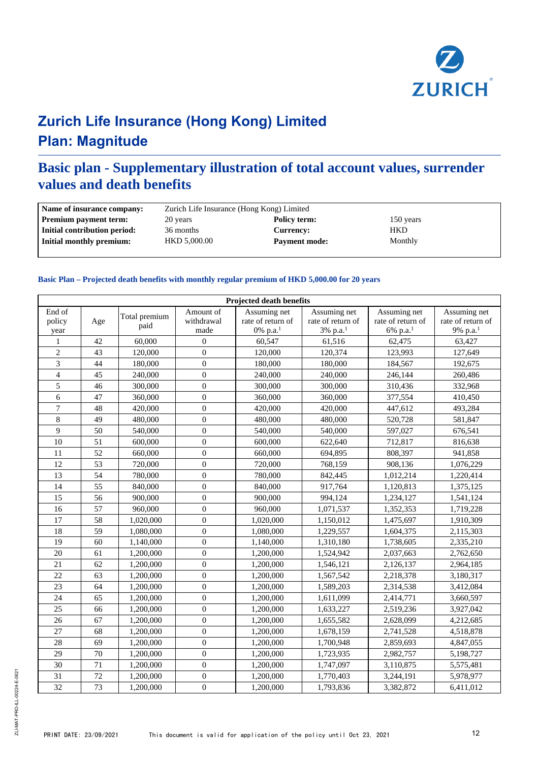# Zurich Life Insurance (Hong Kong) Limited
# Plan: Magnitude

## Basic plan - Supplementary illustration of total account values, surrender values and death benefits

| | | | |
|---|---|---|---|
| **Name of insurance company:** | Zurich Life Insurance (Hong Kong) Limited | | |
| **Premium payment term:** | 20 years | **Policy term:** | 150 years |
| **Initial contribution period:** | 36 months | **Currency:** | HKD |
| **Initial monthly premium:** | HKD 5,000.00 | **Payment mode:** | Monthly |

### Basic Plan – Projected death benefits with monthly regular premium of HKD 5,000.00 for 20 years

| Projected death benefits | | | | | | | |
|---|---|---|---|---|---|---|---|
| End of policy year | Age | Total premium paid | Amount of withdrawal made | Assuming net rate of return of 0% p.a.[1] | Assuming net rate of return of 3% p.a.[1] | Assuming net rate of return of 6% p.a.[1] | Assuming net rate of return of 9% p.a.[1] |
| 1 | 42 | 60,000 | 0 | 60,547 | 61,516 | 62,475 | 63,427 |
| 2 | 43 | 120,000 | 0 | 120,000 | 120,374 | 123,993 | 127,649 |
| 3 | 44 | 180,000 | 0 | 180,000 | 180,000 | 184,567 | 192,675 |
| 4 | 45 | 240,000 | 0 | 240,000 | 240,000 | 246,144 | 260,486 |
| 5 | 46 | 300,000 | 0 | 300,000 | 300,000 | 310,436 | 332,968 |
| 6 | 47 | 360,000 | 0 | 360,000 | 360,000 | 377,554 | 410,450 |
| 7 | 48 | 420,000 | 0 | 420,000 | 420,000 | 447,612 | 493,284 |
| 8 | 49 | 480,000 | 0 | 480,000 | 480,000 | 520,728 | 581,847 |
| 9 | 50 | 540,000 | 0 | 540,000 | 540,000 | 597,027 | 676,541 |
| 10 | 51 | 600,000 | 0 | 600,000 | 622,640 | 712,817 | 816,638 |
| 11 | 52 | 660,000 | 0 | 660,000 | 694,895 | 808,397 | 941,858 |
| 12 | 53 | 720,000 | 0 | 720,000 | 768,159 | 908,136 | 1,076,229 |
| 13 | 54 | 780,000 | 0 | 780,000 | 842,445 | 1,012,214 | 1,220,414 |
| 14 | 55 | 840,000 | 0 | 840,000 | 917,764 | 1,120,813 | 1,375,125 |
| 15 | 56 | 900,000 | 0 | 900,000 | 994,124 | 1,234,127 | 1,541,124 |
| 16 | 57 | 960,000 | 0 | 960,000 | 1,071,537 | 1,352,353 | 1,719,228 |
| 17 | 58 | 1,020,000 | 0 | 1,020,000 | 1,150,012 | 1,475,697 | 1,910,309 |
| 18 | 59 | 1,080,000 | 0 | 1,080,000 | 1,229,557 | 1,604,375 | 2,115,303 |
| 19 | 60 | 1,140,000 | 0 | 1,140,000 | 1,310,180 | 1,738,605 | 2,335,210 |
| 20 | 61 | 1,200,000 | 0 | 1,200,000 | 1,524,942 | 2,037,663 | 2,762,650 |
| 21 | 62 | 1,200,000 | 0 | 1,200,000 | 1,546,121 | 2,126,137 | 2,964,185 |
| 22 | 63 | 1,200,000 | 0 | 1,200,000 | 1,567,542 | 2,218,378 | 3,180,317 |
| 23 | 64 | 1,200,000 | 0 | 1,200,000 | 1,589,203 | 2,314,538 | 3,412,084 |
| 24 | 65 | 1,200,000 | 0 | 1,200,000 | 1,611,099 | 2,414,771 | 3,660,597 |
| 25 | 66 | 1,200,000 | 0 | 1,200,000 | 1,633,227 | 2,519,236 | 3,927,042 |
| 26 | 67 | 1,200,000 | 0 | 1,200,000 | 1,655,582 | 2,628,099 | 4,212,685 |
| 27 | 68 | 1,200,000 | 0 | 1,200,000 | 1,678,159 | 2,741,528 | 4,518,878 |
| 28 | 69 | 1,200,000 | 0 | 1,200,000 | 1,700,948 | 2,859,693 | 4,847,055 |
| 29 | 70 | 1,200,000 | 0 | 1,200,000 | 1,723,935 | 2,982,757 | 5,198,727 |
| 30 | 71 | 1,200,000 | 0 | 1,200,000 | 1,747,097 | 3,110,875 | 5,575,481 |
| 31 | 72 | 1,200,000 | 0 | 1,200,000 | 1,770,403 | 3,244,191 | 5,978,977 |
| 32 | 73 | 1,200,000 | 0 | 1,200,000 | 1,793,836 | 3,382,872 | 6,411,012 |

PRINT DATE: 23/09/2021 This document is valid for application of the policy until Oct 23, 2021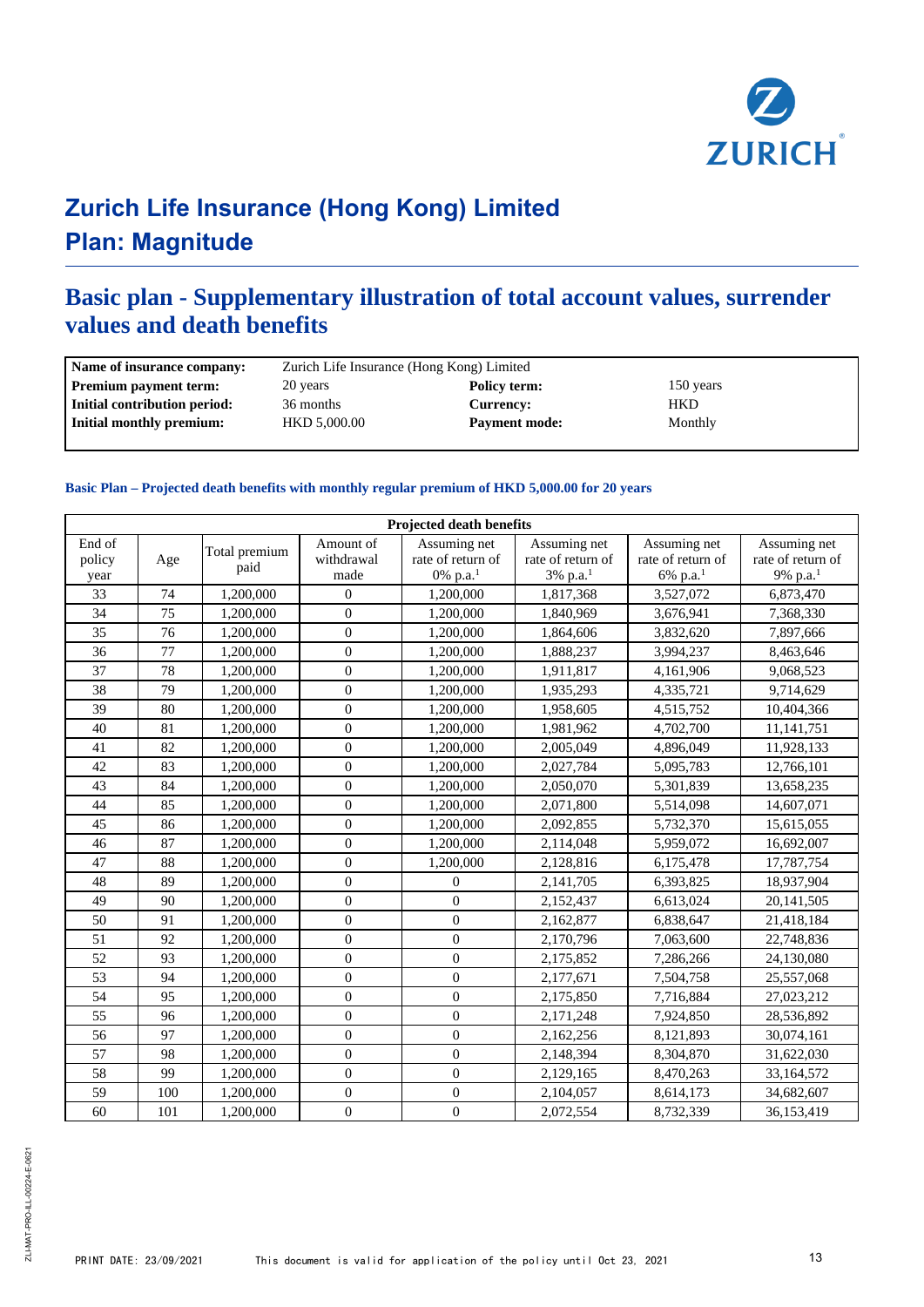# Zurich Life Insurance (Hong Kong) Limited
# Plan: Magnitude

## Basic plan - Supplementary illustration of total account values, surrender values and death benefits

| | | | |
|---|---|---|---|
| **Name of insurance company:** | Zurich Life Insurance (Hong Kong) Limited | | |
| **Premium payment term:** | 20 years | **Policy term:** | 150 years |
| **Initial contribution period:** | 36 months | **Currency:** | HKD |
| **Initial monthly premium:** | HKD 5,000.00 | **Payment mode:** | Monthly |

### Basic Plan – Projected death benefits with monthly regular premium of HKD 5,000.00 for 20 years

| Projected death benefits | | | | | | | |
|---|---|---|---|---|---|---|---|
| End of policy year | Age | Total premium paid | Amount of withdrawal made | Assuming net rate of return of 0% p.a.[1] | Assuming net rate of return of 3% p.a.[1] | Assuming net rate of return of 6% p.a.[1] | Assuming net rate of return of 9% p.a.[1] |
| 33 | 74 | 1,200,000 | 0 | 1,200,000 | 1,817,368 | 3,527,072 | 6,873,470 |
| 34 | 75 | 1,200,000 | 0 | 1,200,000 | 1,840,969 | 3,676,941 | 7,368,330 |
| 35 | 76 | 1,200,000 | 0 | 1,200,000 | 1,864,606 | 3,832,620 | 7,897,666 |
| 36 | 77 | 1,200,000 | 0 | 1,200,000 | 1,888,237 | 3,994,237 | 8,463,646 |
| 37 | 78 | 1,200,000 | 0 | 1,200,000 | 1,911,817 | 4,161,906 | 9,068,523 |
| 38 | 79 | 1,200,000 | 0 | 1,200,000 | 1,935,293 | 4,335,721 | 9,714,629 |
| 39 | 80 | 1,200,000 | 0 | 1,200,000 | 1,958,605 | 4,515,752 | 10,404,366 |
| 40 | 81 | 1,200,000 | 0 | 1,200,000 | 1,981,962 | 4,702,700 | 11,141,751 |
| 41 | 82 | 1,200,000 | 0 | 1,200,000 | 2,005,049 | 4,896,049 | 11,928,133 |
| 42 | 83 | 1,200,000 | 0 | 1,200,000 | 2,027,784 | 5,095,783 | 12,766,101 |
| 43 | 84 | 1,200,000 | 0 | 1,200,000 | 2,050,070 | 5,301,839 | 13,658,235 |
| 44 | 85 | 1,200,000 | 0 | 1,200,000 | 2,071,800 | 5,514,098 | 14,607,071 |
| 45 | 86 | 1,200,000 | 0 | 1,200,000 | 2,092,855 | 5,732,370 | 15,615,055 |
| 46 | 87 | 1,200,000 | 0 | 1,200,000 | 2,114,048 | 5,959,072 | 16,692,007 |
| 47 | 88 | 1,200,000 | 0 | 1,200,000 | 2,128,816 | 6,175,478 | 17,787,754 |
| 48 | 89 | 1,200,000 | 0 | 0 | 2,141,705 | 6,393,825 | 18,937,904 |
| 49 | 90 | 1,200,000 | 0 | 0 | 2,152,437 | 6,613,024 | 20,141,505 |
| 50 | 91 | 1,200,000 | 0 | 0 | 2,162,877 | 6,838,647 | 21,418,184 |
| 51 | 92 | 1,200,000 | 0 | 0 | 2,170,796 | 7,063,600 | 22,748,836 |
| 52 | 93 | 1,200,000 | 0 | 0 | 2,175,852 | 7,286,266 | 24,130,080 |
| 53 | 94 | 1,200,000 | 0 | 0 | 2,177,671 | 7,504,758 | 25,557,068 |
| 54 | 95 | 1,200,000 | 0 | 0 | 2,175,850 | 7,716,884 | 27,023,212 |
| 55 | 96 | 1,200,000 | 0 | 0 | 2,171,248 | 7,924,850 | 28,536,892 |
| 56 | 97 | 1,200,000 | 0 | 0 | 2,162,256 | 8,121,893 | 30,074,161 |
| 57 | 98 | 1,200,000 | 0 | 0 | 2,148,394 | 8,304,870 | 31,622,030 |
| 58 | 99 | 1,200,000 | 0 | 0 | 2,129,165 | 8,470,263 | 33,164,572 |
| 59 | 100 | 1,200,000 | 0 | 0 | 2,104,057 | 8,614,173 | 34,682,607 |
| 60 | 101 | 1,200,000 | 0 | 0 | 2,072,554 | 8,732,339 | 36,153,419 |

PRINT DATE: 23/09/2021 This document is valid for application of the policy until Oct 23, 2021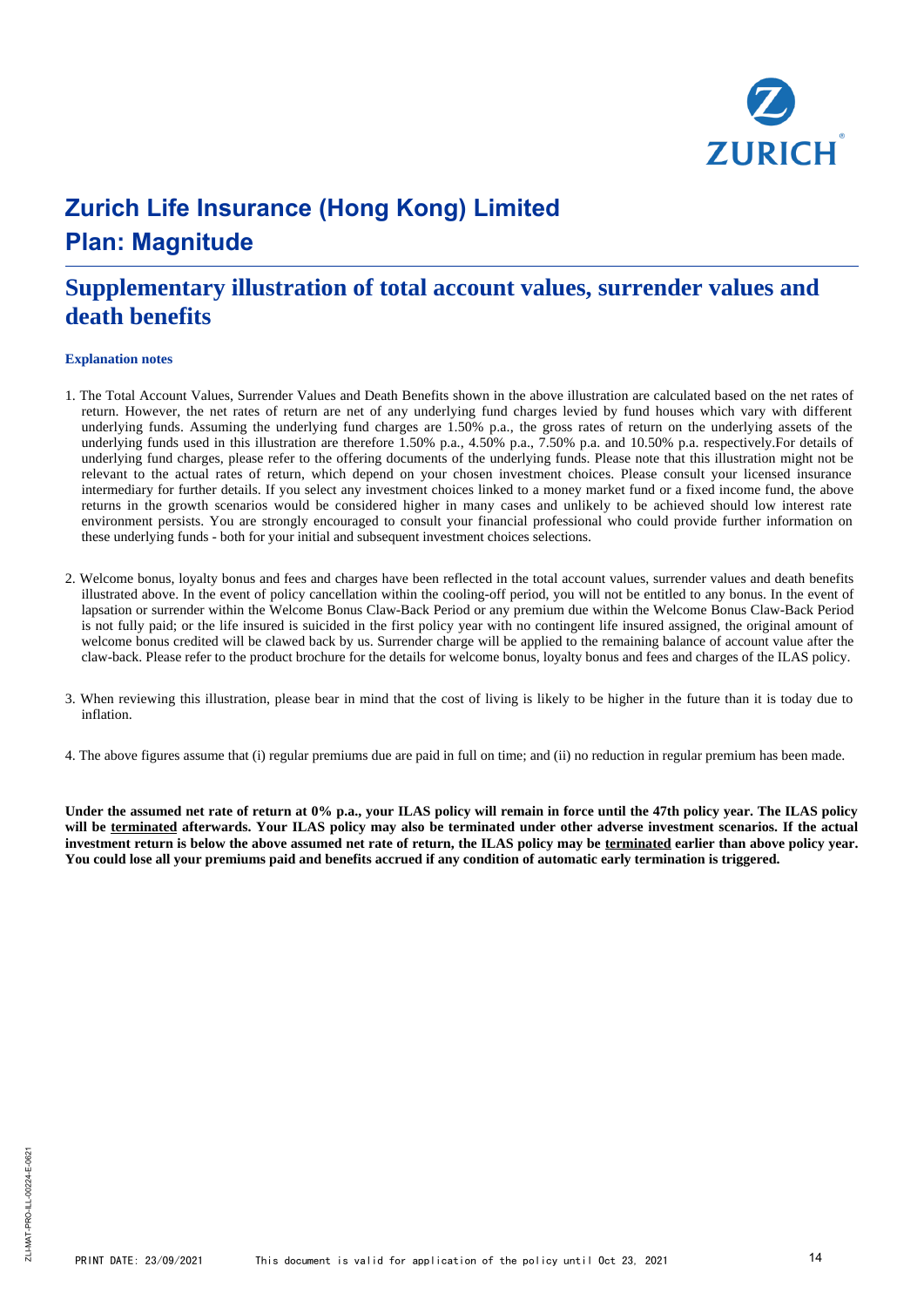# Zurich Life Insurance (Hong Kong) Limited
# Plan: Magnitude

## Supplementary illustration of total account values, surrender values and death benefits

**Explanation notes**

1. The Total Account Values, Surrender Values and Death Benefits shown in the above illustration are calculated based on the net rates of return. However, the net rates of return are net of any underlying fund charges levied by fund houses which vary with different underlying funds. Assuming the underlying fund charges are 1.50% p.a., the gross rates of return on the underlying assets of the underlying funds used in this illustration are therefore 1.50% p.a., 4.50% p.a., 7.50% p.a. and 10.50% p.a. respectively.For details of underlying fund charges, please refer to the offering documents of the underlying funds. Please note that this illustration might not be relevant to the actual rates of return, which depend on your chosen investment choices. Please consult your licensed insurance intermediary for further details. If you select any investment choices linked to a money market fund or a fixed income fund, the above returns in the growth scenarios would be considered higher in many cases and unlikely to be achieved should low interest rate environment persists. You are strongly encouraged to consult your financial professional who could provide further information on these underlying funds - both for your initial and subsequent investment choices selections.

2. Welcome bonus, loyalty bonus and fees and charges have been reflected in the total account values, surrender values and death benefits illustrated above. In the event of policy cancellation within the cooling-off period, you will not be entitled to any bonus. In the event of lapsation or surrender within the Welcome Bonus Claw-Back Period or any premium due within the Welcome Bonus Claw-Back Period is not fully paid; or the life insured is suicided in the first policy year with no contingent life insured assigned, the original amount of welcome bonus credited will be clawed back by us. Surrender charge will be applied to the remaining balance of account value after the claw-back. Please refer to the product brochure for the details for welcome bonus, loyalty bonus and fees and charges of the ILAS policy.

3. When reviewing this illustration, please bear in mind that the cost of living is likely to be higher in the future than it is today due to inflation.

4. The above figures assume that (i) regular premiums due are paid in full on time; and (ii) no reduction in regular premium has been made.

**Under the assumed net rate of return at 0% p.a., your ILAS policy will remain in force until the 47th policy year. The ILAS policy will be terminated afterwards. Your ILAS policy may also be terminated under other adverse investment scenarios. If the actual investment return is below the above assumed net rate of return, the ILAS policy may be terminated earlier than above policy year. You could lose all your premiums paid and benefits accrued if any condition of automatic early termination is triggered.**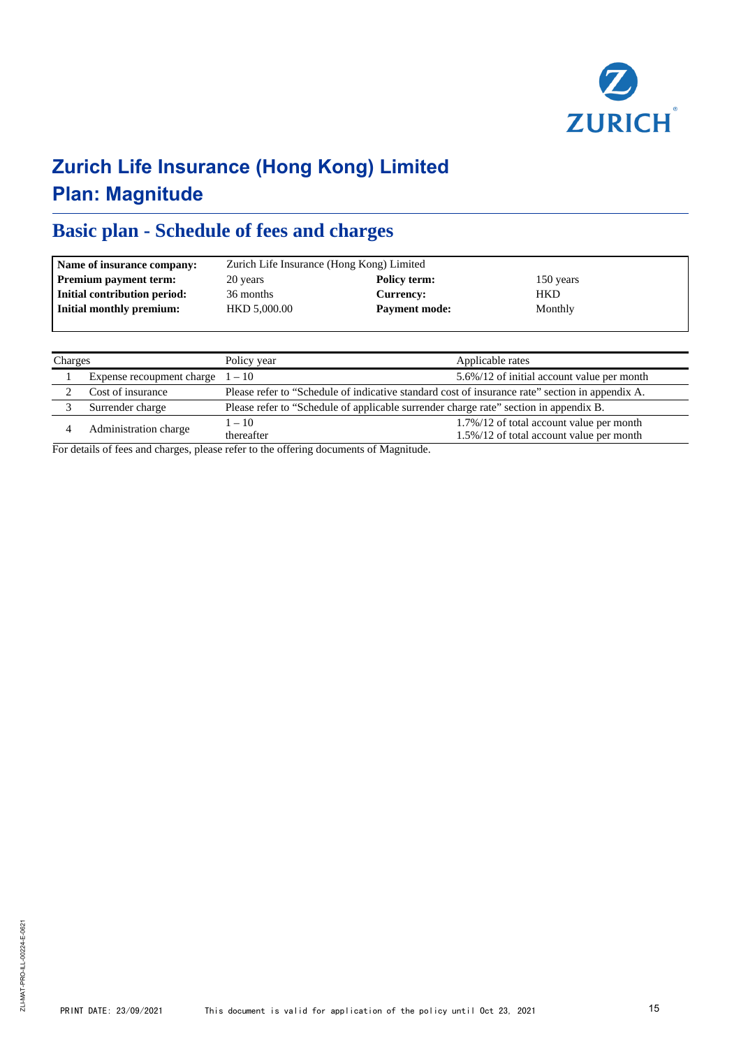# Zurich Life Insurance (Hong Kong) Limited
# Plan: Magnitude

## Basic plan - Schedule of fees and charges

| **Name of insurance company:** | Zurich Life Insurance (Hong Kong) Limited | | |
|---|---|---|---|
| **Premium payment term:** | 20 years | **Policy term:** | 150 years |
| **Initial contribution period:** | 36 months | **Currency:** | HKD |
| **Initial monthly premium:** | HKD 5,000.00 | **Payment mode:** | Monthly |

| Charges | | Policy year | Applicable rates |
|---|---|---|---|
| 1 | Expense recoupment charge | 1 – 10 | 5.6%/12 of initial account value per month |
| 2 | Cost of insurance | Please refer to "Schedule of indicative standard cost of insurance rate" section in appendix A. | |
| 3 | Surrender charge | Please refer to "Schedule of applicable surrender charge rate" section in appendix B. | |
| 4 | Administration charge | 1 – 10 | 1.7%/12 of total account value per month |
| | | thereafter | 1.5%/12 of total account value per month |

For details of fees and charges, please refer to the offering documents of Magnitude.

ZLI-MAT-PRO-ILL-00224-E-0621

PRINT DATE: 23/09/2021 This document is valid for application of the policy until Oct 23, 2021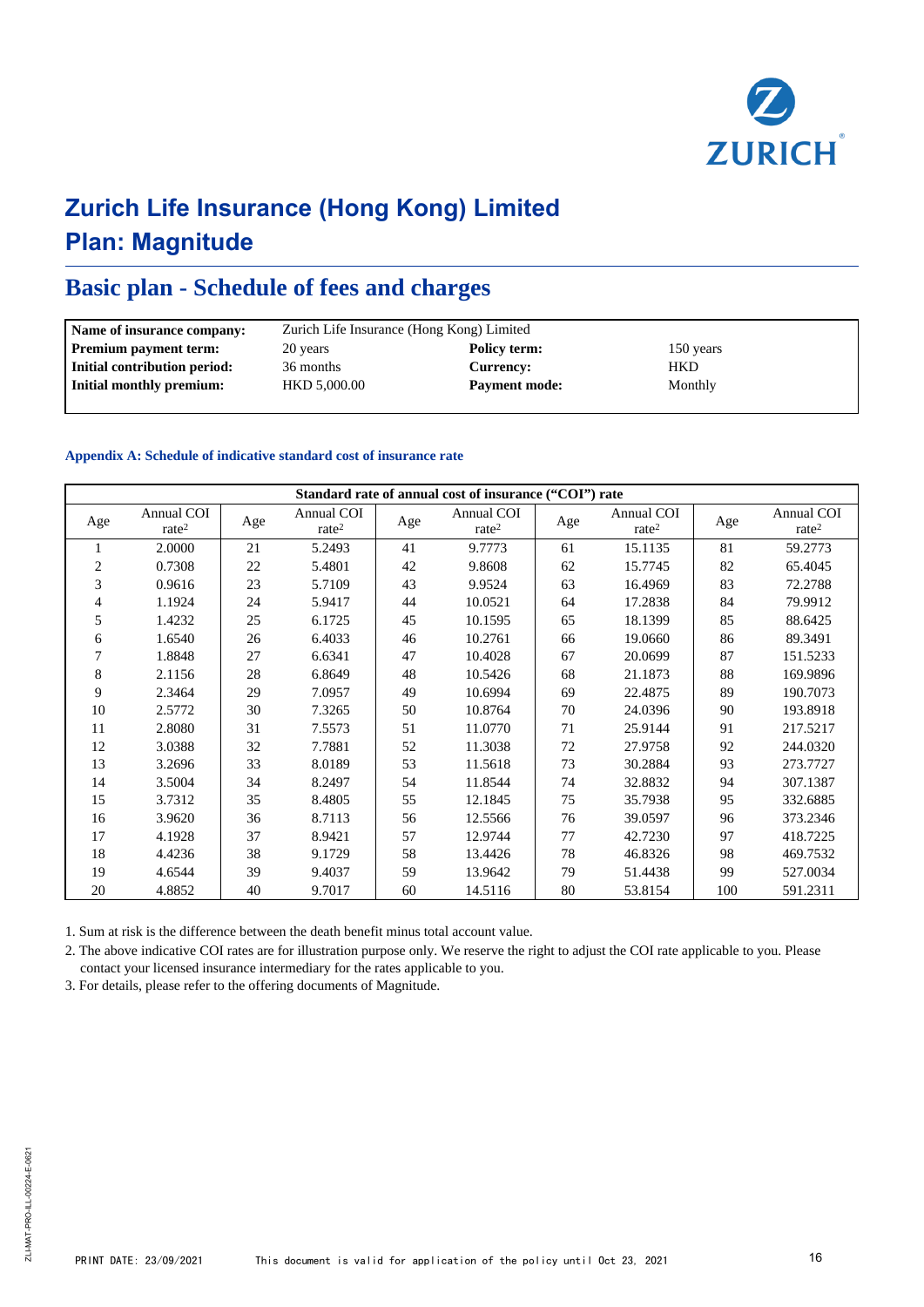# Zurich Life Insurance (Hong Kong) Limited
# Plan: Magnitude

## Basic plan - Schedule of fees and charges

| | | | |
|---|---|---|---|
| **Name of insurance company:** | Zurich Life Insurance (Hong Kong) Limited | | |
| **Premium payment term:** | 20 years | **Policy term:** | 150 years |
| **Initial contribution period:** | 36 months | **Currency:** | HKD |
| **Initial monthly premium:** | HKD 5,000.00 | **Payment mode:** | Monthly |

### Appendix A: Schedule of indicative standard cost of insurance rate

| Standard rate of annual cost of insurance ("COI") rate | | | | | | | | | |
|---|---|---|---|---|---|---|---|---|---|
| Age | Annual COI rate[2] | Age | Annual COI rate[2] | Age | Annual COI rate[2] | Age | Annual COI rate[2] | Age | Annual COI rate[2] |
| 1 | 2.0000 | 21 | 5.2493 | 41 | 9.7773 | 61 | 15.1135 | 81 | 59.2773 |
| 2 | 0.7308 | 22 | 5.4801 | 42 | 9.8608 | 62 | 15.7745 | 82 | 65.4045 |
| 3 | 0.9616 | 23 | 5.7109 | 43 | 9.9524 | 63 | 16.4969 | 83 | 72.2788 |
| 4 | 1.1924 | 24 | 5.9417 | 44 | 10.0521 | 64 | 17.2838 | 84 | 79.9912 |
| 5 | 1.4232 | 25 | 6.1725 | 45 | 10.1595 | 65 | 18.1399 | 85 | 88.6425 |
| 6 | 1.6540 | 26 | 6.4033 | 46 | 10.2761 | 66 | 19.0660 | 86 | 89.3491 |
| 7 | 1.8848 | 27 | 6.6341 | 47 | 10.4028 | 67 | 20.0699 | 87 | 151.5233 |
| 8 | 2.1156 | 28 | 6.8649 | 48 | 10.5426 | 68 | 21.1873 | 88 | 169.9896 |
| 9 | 2.3464 | 29 | 7.0957 | 49 | 10.6994 | 69 | 22.4875 | 89 | 190.7073 |
| 10 | 2.5772 | 30 | 7.3265 | 50 | 10.8764 | 70 | 24.0396 | 90 | 193.8918 |
| 11 | 2.8080 | 31 | 7.5573 | 51 | 11.0770 | 71 | 25.9144 | 91 | 217.5217 |
| 12 | 3.0388 | 32 | 7.7881 | 52 | 11.3038 | 72 | 27.9758 | 92 | 244.0320 |
| 13 | 3.2696 | 33 | 8.0189 | 53 | 11.5618 | 73 | 30.2884 | 93 | 273.7727 |
| 14 | 3.5004 | 34 | 8.2497 | 54 | 11.8544 | 74 | 32.8832 | 94 | 307.1387 |
| 15 | 3.7312 | 35 | 8.4805 | 55 | 12.1845 | 75 | 35.7938 | 95 | 332.6885 |
| 16 | 3.9620 | 36 | 8.7113 | 56 | 12.5566 | 76 | 39.0597 | 96 | 373.2346 |
| 17 | 4.1928 | 37 | 8.9421 | 57 | 12.9744 | 77 | 42.7230 | 97 | 418.7225 |
| 18 | 4.4236 | 38 | 9.1729 | 58 | 13.4426 | 78 | 46.8326 | 98 | 469.7532 |
| 19 | 4.6544 | 39 | 9.4037 | 59 | 13.9642 | 79 | 51.4438 | 99 | 527.0034 |
| 20 | 4.8852 | 40 | 9.7017 | 60 | 14.5116 | 80 | 53.8154 | 100 | 591.2311 |

1. Sum at risk is the difference between the death benefit minus total account value.
2. The above indicative COI rates are for illustration purpose only. We reserve the right to adjust the COI rate applicable to you. Please contact your licensed insurance intermediary for the rates applicable to you.
3. For details, please refer to the offering documents of Magnitude.

PRINT DATE: 23/09/2021 This document is valid for application of the policy until Oct 23, 2021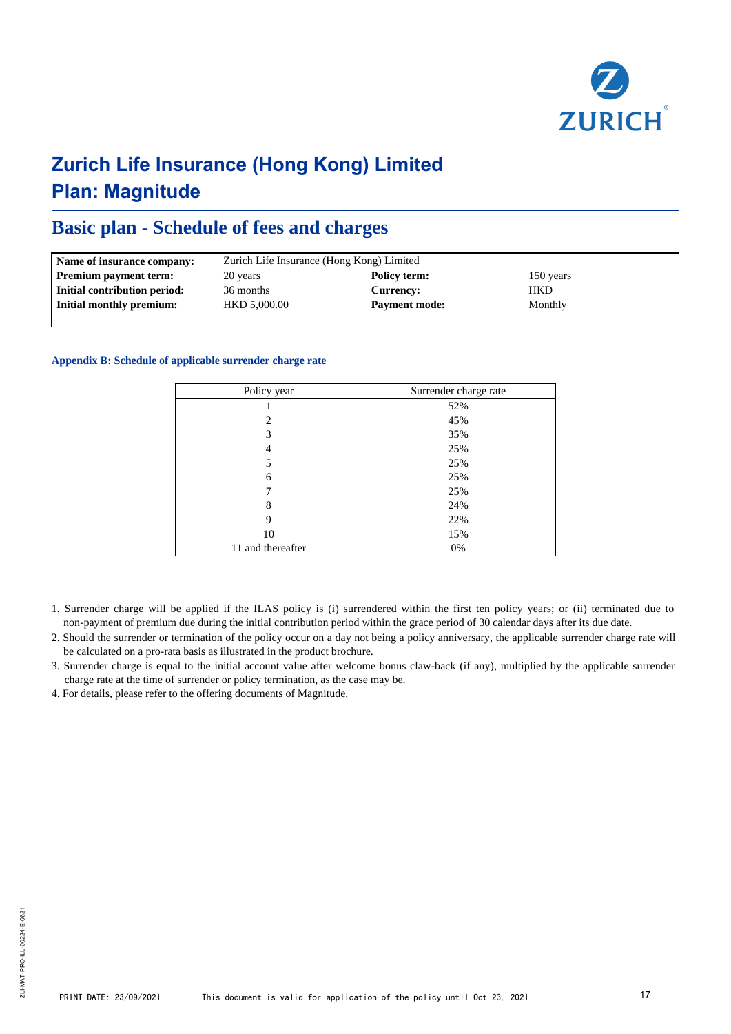# Zurich Life Insurance (Hong Kong) Limited
# Plan: Magnitude

## Basic plan - Schedule of fees and charges

| | | | |
|---|---|---|---|
| **Name of insurance company:** | Zurich Life Insurance (Hong Kong) Limited | | |
| **Premium payment term:** | 20 years | **Policy term:** | 150 years |
| **Initial contribution period:** | 36 months | **Currency:** | HKD |
| **Initial monthly premium:** | HKD 5,000.00 | **Payment mode:** | Monthly |

### Appendix B: Schedule of applicable surrender charge rate

| Policy year | Surrender charge rate |
|---|---|
| 1 | 52% |
| 2 | 45% |
| 3 | 35% |
| 4 | 25% |
| 5 | 25% |
| 6 | 25% |
| 7 | 25% |
| 8 | 24% |
| 9 | 22% |
| 10 | 15% |
| 11 and thereafter | 0% |

1. Surrender charge will be applied if the ILAS policy is (i) surrendered within the first ten policy years; or (ii) terminated due to non-payment of premium due during the initial contribution period within the grace period of 30 calendar days after its due date.
2. Should the surrender or termination of the policy occur on a day not being a policy anniversary, the applicable surrender charge rate will be calculated on a pro-rata basis as illustrated in the product brochure.
3. Surrender charge is equal to the initial account value after welcome bonus claw-back (if any), multiplied by the applicable surrender charge rate at the time of surrender or policy termination, as the case may be.
4. For details, please refer to the offering documents of Magnitude.

PRINT DATE: 23/09/2021 This document is valid for application of the policy until Oct 23, 2021